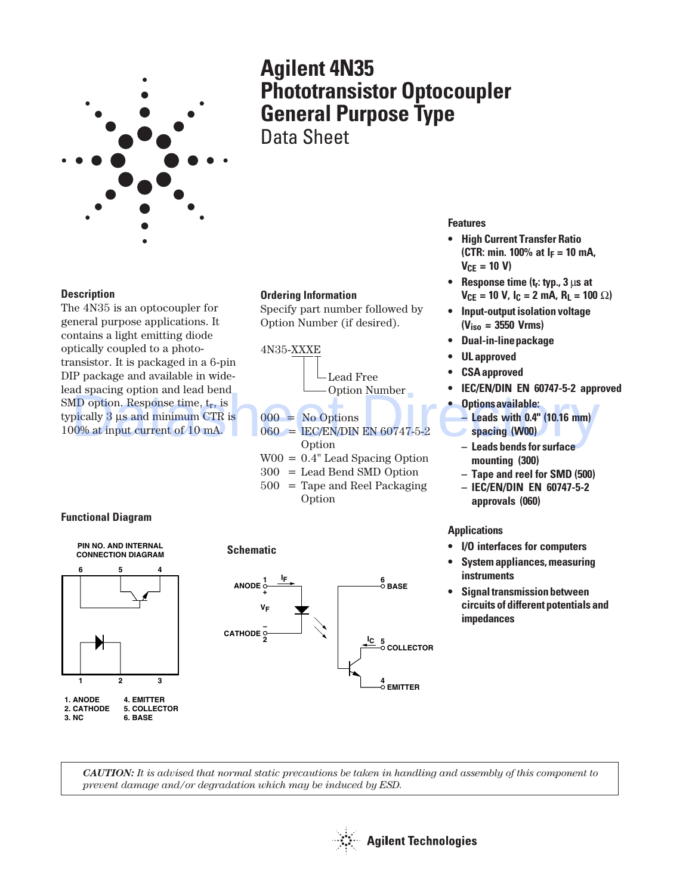# Agilent 4N35 Phototransistor Optocoupler General Purpose Type

## Data Sheet

### Description

The 4N35 is an optocoupler for general purpose applications. It contains a light emitting diode optically coupled to a photo-transistor. It is packaged in a 6-pin DIP package and available in wide-lead spacing option and lead bend SMD option. Response time, $t_r$, is typically 3 µs and minimum CTR is 100% at input current of 10 mA.

### Ordering Information

Specify part number followed by Option Number (if desired).

4N35-XXXE

- Lead Free
- Option Number

000 = No Options
060 = IEC/EN/DIN EN 60747-5-2 Option
W00 = 0.4" Lead Spacing Option
300 = Lead Bend SMD Option
500 = Tape and Reel Packaging Option

### Features

- High Current Transfer Ratio (CTR: min. 100% at $I_F$ = 10 mA, $V_{CE}$ = 10 V)
- Response time ($t_r$: typ., 3 µs at $V_{CE}$ = 10 V, $I_C$ = 2 mA, $R_L$ = 100 Ω)
- Input-output isolation voltage ($V_{iso}$ = 3550 Vrms)
- Dual-in-line package
- UL approved
- CSA approved
- IEC/EN/DIN EN 60747-5-2 approved
- Options available:
  - Leads with 0.4" (10.16 mm) spacing (W00)
  - Leads bends for surface mounting (300)
  - Tape and reel for SMD (500)
  - IEC/EN/DIN EN 60747-5-2 approvals (060)

### Applications

- I/O interfaces for computers
- System appliances, measuring instruments
- Signal transmission between circuits of different potentials and impedances

### Functional Diagram

PIN NO. AND INTERNAL CONNECTION DIAGRAM

1. ANODE
2. CATHODE
3. NC
4. EMITTER
5. COLLECTOR
6. BASE

### Schematic

ANODE 1, CATHODE 2, $I_F$, $V_F$, 6 BASE, $I_C$ 5 COLLECTOR, 4 EMITTER

*CAUTION: It is advised that normal static precautions be taken in handling and assembly of this component to prevent damage and/or degradation which may be induced by ESD.*

Agilent Technologies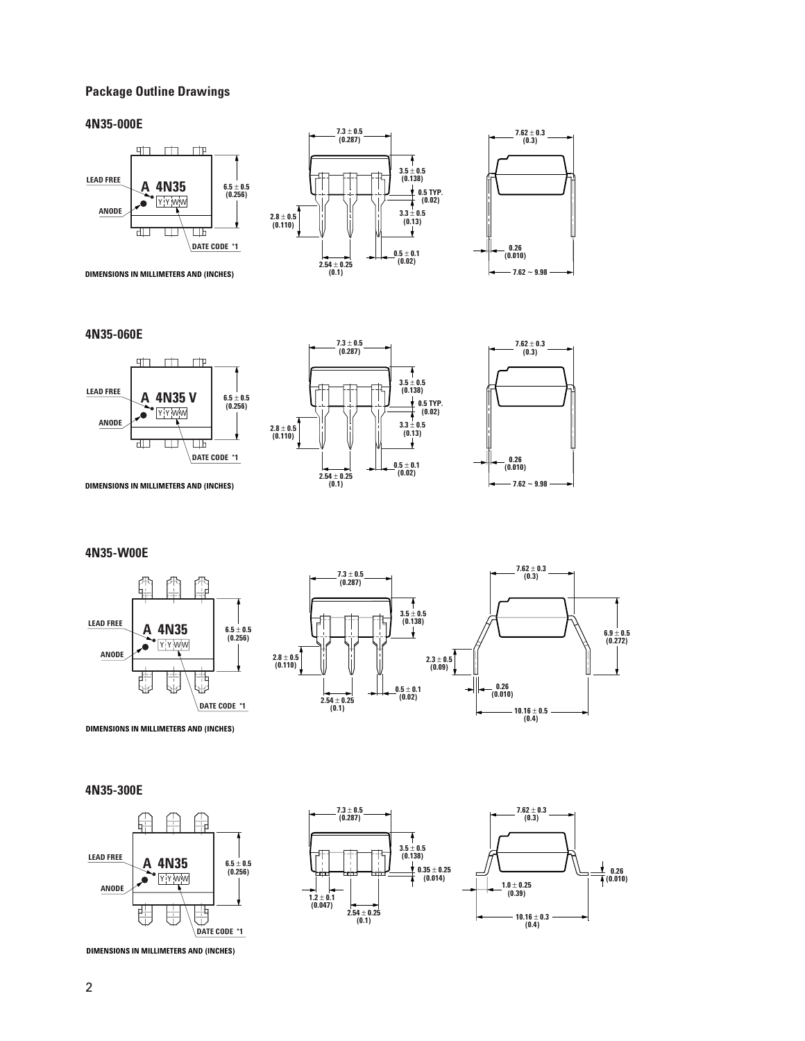## Package Outline Drawings

### 4N35-000E

LEAD FREE

A 4N35

Y Y WW

ANODE

DATE CODE *1

6.5 ± 0.5 (0.256)

7.3 ± 0.5 (0.287)

3.5 ± 0.5 (0.138)

0.5 TYP. (0.02)

3.3 ± 0.5 (0.13)

2.8 ± 0.5 (0.110)

2.54 ± 0.25 (0.1)

0.5 ± 0.1 (0.02)

7.62 ± 0.3 (0.3)

0.26 (0.010)

7.62 ~ 9.98

DIMENSIONS IN MILLIMETERS AND (INCHES)

### 4N35-060E

LEAD FREE

A 4N35 V

Y Y WW

ANODE

DATE CODE *1

6.5 ± 0.5 (0.256)

7.3 ± 0.5 (0.287)

3.5 ± 0.5 (0.138)

0.5 TYP. (0.02)

3.3 ± 0.5 (0.13)

2.8 ± 0.5 (0.110)

2.54 ± 0.25 (0.1)

0.5 ± 0.1 (0.02)

7.62 ± 0.3 (0.3)

0.26 (0.010)

7.62 ~ 9.98

DIMENSIONS IN MILLIMETERS AND (INCHES)

### 4N35-W00E

LEAD FREE

A 4N35

Y Y WW

ANODE

DATE CODE *1

6.5 ± 0.5 (0.256)

7.3 ± 0.5 (0.287)

3.5 ± 0.5 (0.138)

2.8 ± 0.5 (0.110)

2.54 ± 0.25 (0.1)

0.5 ± 0.1 (0.02)

7.62 ± 0.3 (0.3)

6.9 ± 0.5 (0.272)

2.3 ± 0.5 (0.09)

0.26 (0.010)

10.16 ± 0.5 (0.4)

DIMENSIONS IN MILLIMETERS AND (INCHES)

### 4N35-300E

LEAD FREE

A 4N35

Y Y WW

ANODE

DATE CODE *1

6.5 ± 0.5 (0.256)

7.3 ± 0.5 (0.287)

3.5 ± 0.5 (0.138)

0.35 ± 0.25 (0.014)

1.2 ± 0.1 (0.047)

2.54 ± 0.25 (0.1)

7.62 ± 0.3 (0.3)

0.26 (0.010)

1.0 ± 0.25 (0.39)

10.16 ± 0.3 (0.4)

DIMENSIONS IN MILLIMETERS AND (INCHES)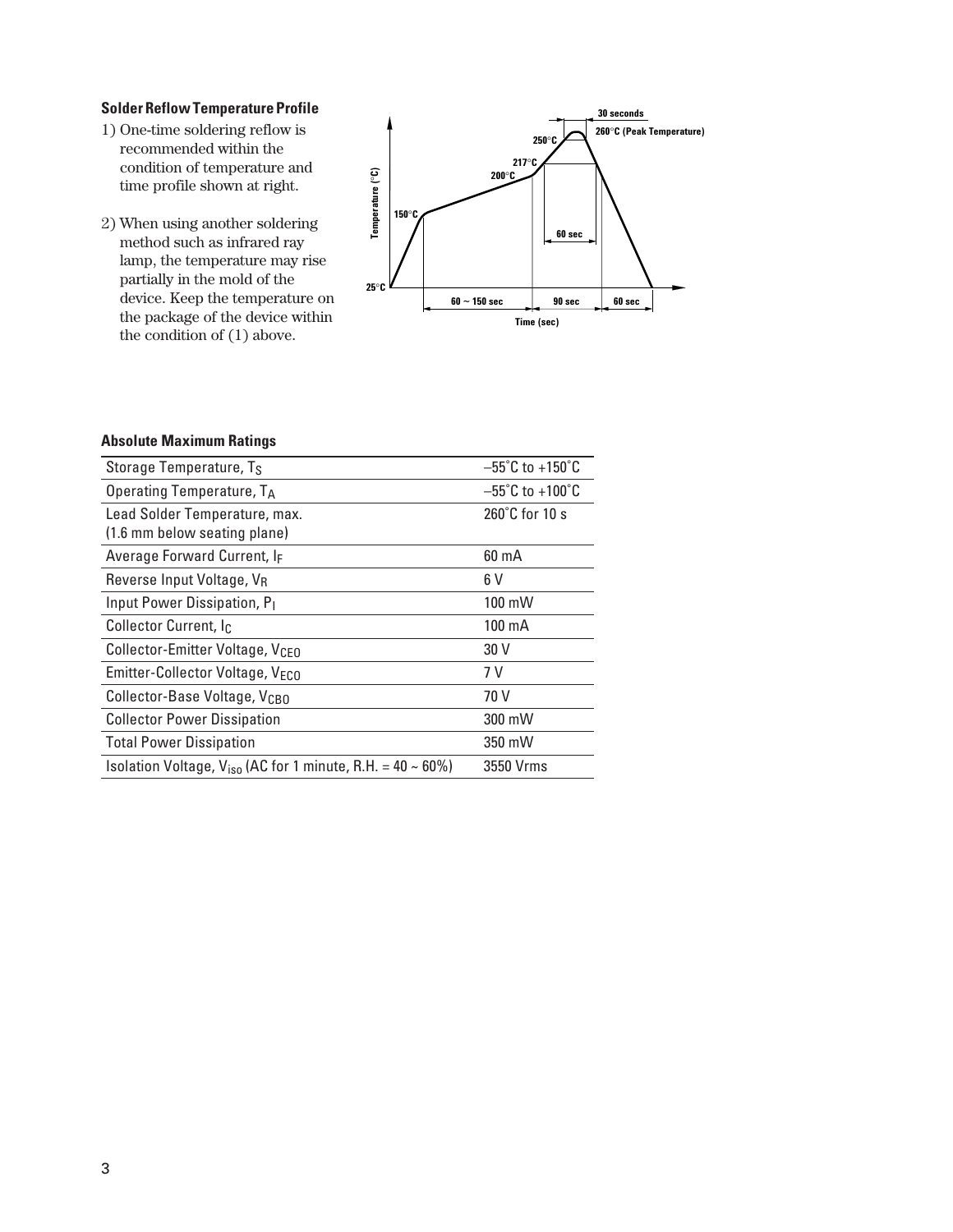### Solder Reflow Temperature Profile

1) One-time soldering reflow is recommended within the condition of temperature and time profile shown at right.

2) When using another soldering method such as infrared ray lamp, the temperature may rise partially in the mold of the device. Keep the temperature on the package of the device within the condition of (1) above.

### Absolute Maximum Ratings

| | |
|---|---|
| Storage Temperature, $T_S$ | –55˚C to +150˚C |
| Operating Temperature, $T_A$ | –55˚C to +100˚C |
| Lead Solder Temperature, max. (1.6 mm below seating plane) | 260˚C for 10 s |
| Average Forward Current, $I_F$ | 60 mA |
| Reverse Input Voltage, $V_R$ | 6 V |
| Input Power Dissipation, $P_I$ | 100 mW |
| Collector Current, $I_C$ | 100 mA |
| Collector-Emitter Voltage, $V_{CEO}$ | 30 V |
| Emitter-Collector Voltage, $V_{ECO}$ | 7 V |
| Collector-Base Voltage, $V_{CBO}$ | 70 V |
| Collector Power Dissipation | 300 mW |
| Total Power Dissipation | 350 mW |
| Isolation Voltage, $V_{iso}$ (AC for 1 minute, R.H. = 40 ~ 60%) | 3550 Vrms |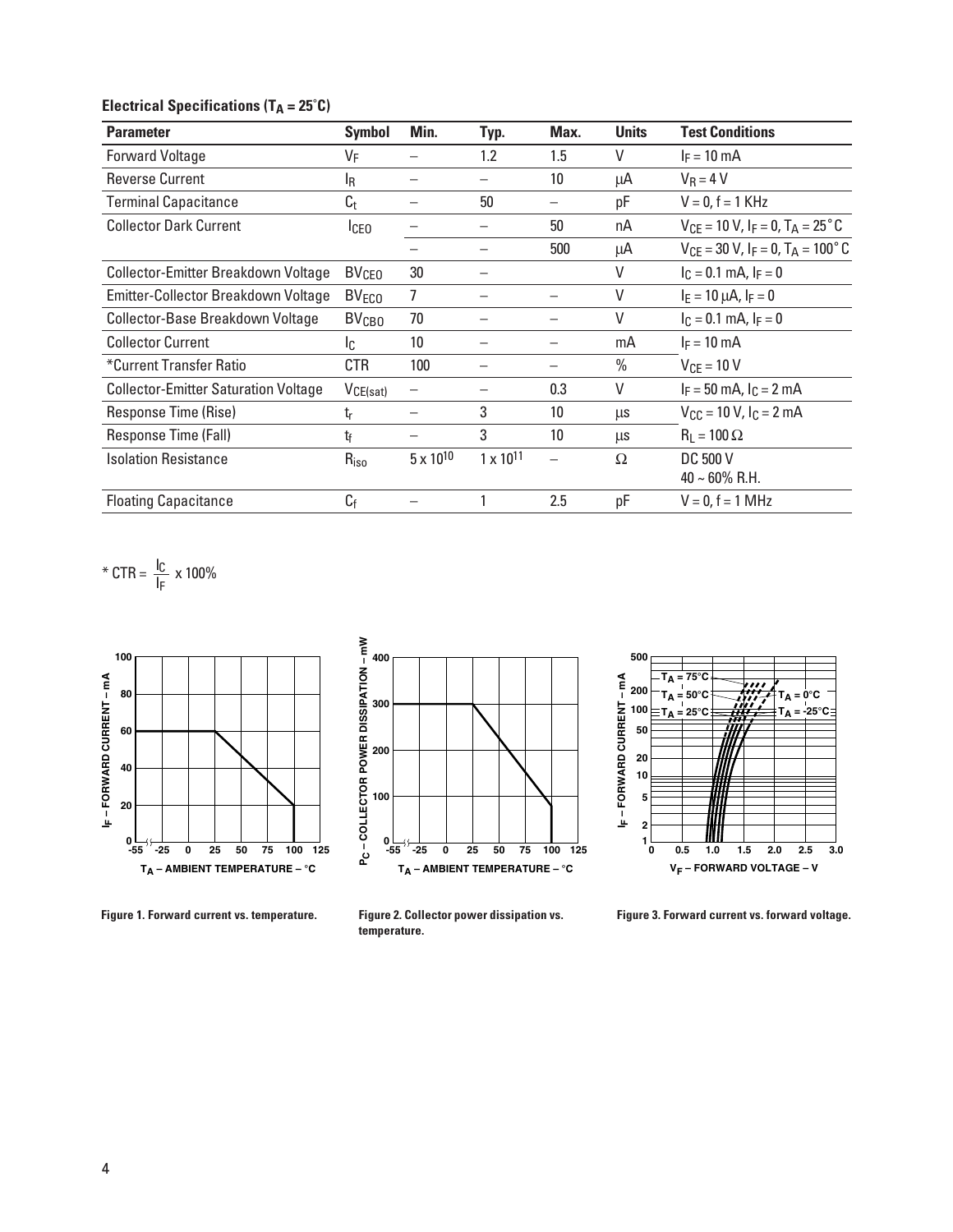**Electrical Specifications ($T_A$ = 25°C)**

| Parameter | Symbol | Min. | Typ. | Max. | Units | Test Conditions |
|---|---|---|---|---|---|---|
| Forward Voltage | $V_F$ | – | 1.2 | 1.5 | V | $I_F$ = 10 mA |
| Reverse Current | $I_R$ | – | – | 10 | μA | $V_R$ = 4 V |
| Terminal Capacitance | $C_t$ | – | 50 | – | pF | V = 0, f = 1 KHz |
| Collector Dark Current | $I_{CEO}$ | – | – | 50 | nA | $V_{CE}$ = 10 V, $I_F$ = 0, $T_A$ = 25°C |
| | | – | – | 500 | μA | $V_{CE}$ = 30 V, $I_F$ = 0, $T_A$ = 100°C |
| Collector-Emitter Breakdown Voltage | $BV_{CEO}$ | 30 | – | | V | $I_C$ = 0.1 mA, $I_F$ = 0 |
| Emitter-Collector Breakdown Voltage | $BV_{ECO}$ | 7 | – | – | V | $I_E$ = 10 μA, $I_F$ = 0 |
| Collector-Base Breakdown Voltage | $BV_{CBO}$ | 70 | – | – | V | $I_C$ = 0.1 mA, $I_F$ = 0 |
| Collector Current | $I_C$ | 10 | – | – | mA | $I_F$ = 10 mA |
| *Current Transfer Ratio | CTR | 100 | – | – | % | $V_{CE}$ = 10 V |
| Collector-Emitter Saturation Voltage | $V_{CE(sat)}$ | – | – | 0.3 | V | $I_F$ = 50 mA, $I_C$ = 2 mA |
| Response Time (Rise) | $t_r$ | – | 3 | 10 | μs | $V_{CC}$ = 10 V, $I_C$ = 2 mA |
| Response Time (Fall) | $t_f$ | – | 3 | 10 | μs | $R_L$ = 100 Ω |
| Isolation Resistance | $R_{iso}$ | $5 \times 10^{10}$ | $1 \times 10^{11}$ | – | Ω | DC 500 V 40 ~ 60% R.H. |
| Floating Capacitance | $C_f$ | – | 1 | 2.5 | pF | V = 0, f = 1 MHz |

$$* \text{CTR} = \frac{I_C}{I_F} \times 100\%$$

Figure 1. Forward current vs. temperature.

Figure 2. Collector power dissipation vs. temperature.

Figure 3. Forward current vs. forward voltage.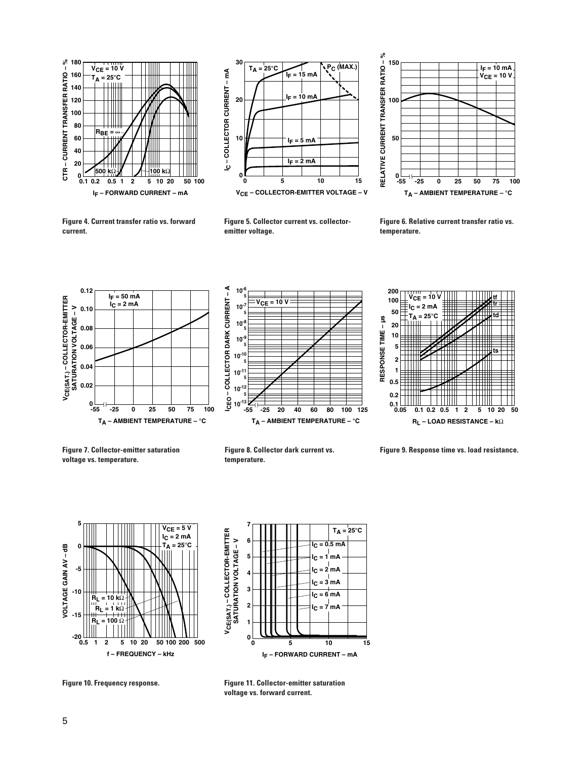Figure 4. Current transfer ratio vs. forward current.

Figure 5. Collector current vs. collector-emitter voltage.

Figure 6. Relative current transfer ratio vs. temperature.

Figure 7. Collector-emitter saturation voltage vs. temperature.

Figure 8. Collector dark current vs. temperature.

Figure 9. Response time vs. load resistance.

Figure 10. Frequency response.

Figure 11. Collector-emitter saturation voltage vs. forward current.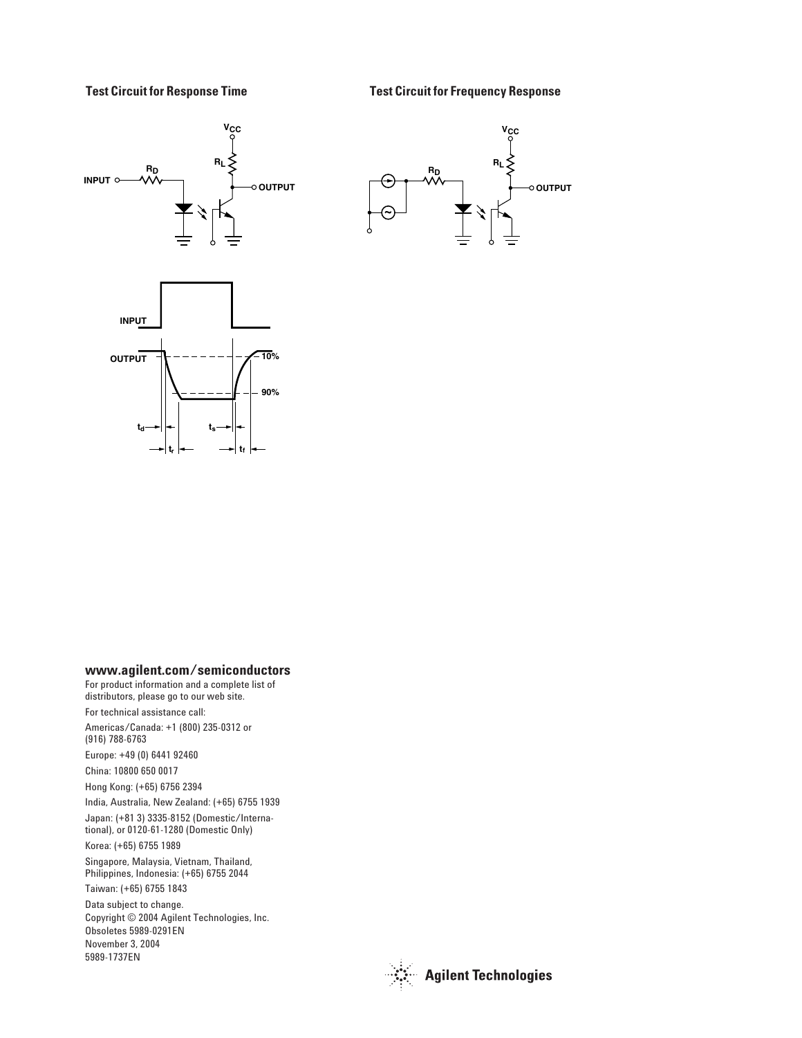**Test Circuit for Response Time**

$V_{CC}$

$R_L$

$R_D$

INPUT

OUTPUT

INPUT

OUTPUT

10%

90%

$t_d$

$t_r$

$t_s$

$t_f$

**Test Circuit for Frequency Response**

$V_{CC}$

$R_L$

$R_D$

OUTPUT

**www.agilent.com/semiconductors**

For product information and a complete list of distributors, please go to our web site.

For technical assistance call:

Americas/Canada: +1 (800) 235-0312 or (916) 788-6763

Europe: +49 (0) 6441 92460

China: 10800 650 0017

Hong Kong: (+65) 6756 2394

India, Australia, New Zealand: (+65) 6755 1939

Japan: (+81 3) 3335-8152 (Domestic/International), or 0120-61-1280 (Domestic Only)

Korea: (+65) 6755 1989

Singapore, Malaysia, Vietnam, Thailand, Philippines, Indonesia: (+65) 6755 2044

Taiwan: (+65) 6755 1843

Data subject to change.
Copyright © 2004 Agilent Technologies, Inc.
Obsoletes 5989-0291EN
November 3, 2004
5989-1737EN

Agilent Technologies